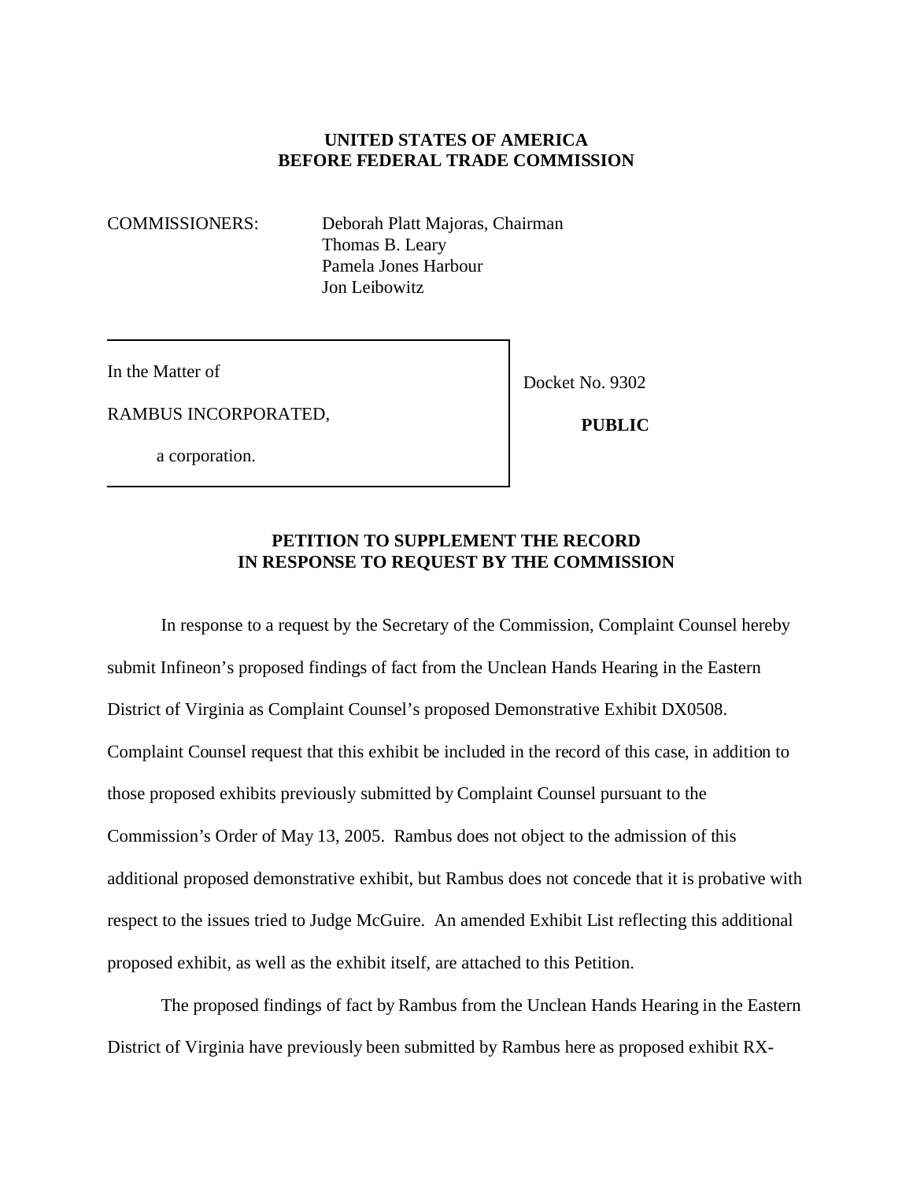**UNITED STATES OF AMERICA**
**BEFORE FEDERAL TRADE COMMISSION**

COMMISSIONERS: Deborah Platt Majoras, Chairman
Thomas B. Leary
Pamela Jones Harbour
Jon Leibowitz

| | |
|---|---|
| In the Matter of<br><br>RAMBUS INCORPORATED,<br><br>a corporation. | Docket No. 9302<br><br>**PUBLIC** |

**PETITION TO SUPPLEMENT THE RECORD**
**IN RESPONSE TO REQUEST BY THE COMMISSION**

In response to a request by the Secretary of the Commission, Complaint Counsel hereby submit Infineon's proposed findings of fact from the Unclean Hands Hearing in the Eastern District of Virginia as Complaint Counsel's proposed Demonstrative Exhibit DX0508. Complaint Counsel request that this exhibit be included in the record of this case, in addition to those proposed exhibits previously submitted by Complaint Counsel pursuant to the Commission's Order of May 13, 2005. Rambus does not object to the admission of this additional proposed demonstrative exhibit, but Rambus does not concede that it is probative with respect to the issues tried to Judge McGuire. An amended Exhibit List reflecting this additional proposed exhibit, as well as the exhibit itself, are attached to this Petition.

The proposed findings of fact by Rambus from the Unclean Hands Hearing in the Eastern District of Virginia have previously been submitted by Rambus here as proposed exhibit RX-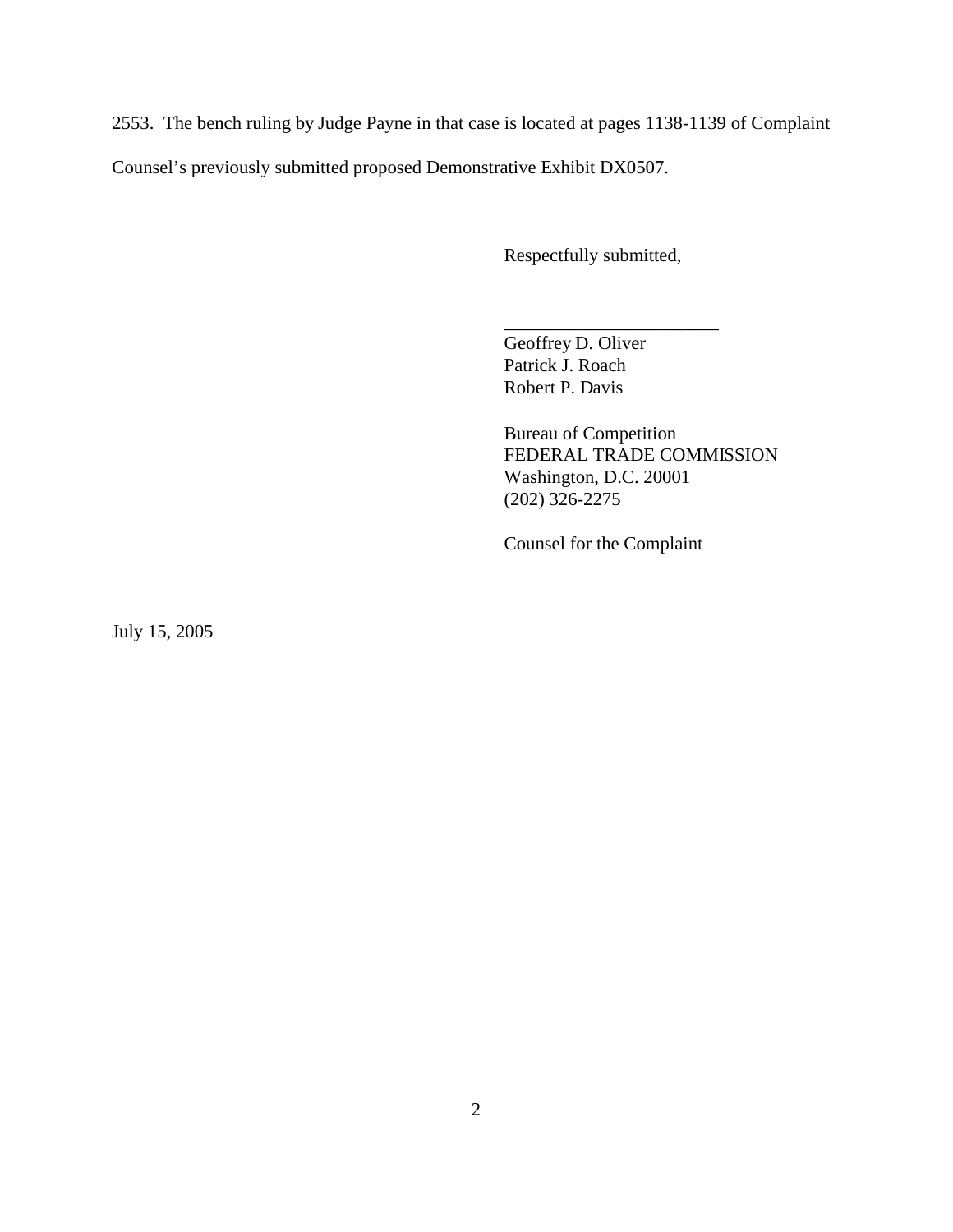2553. The bench ruling by Judge Payne in that case is located at pages 1138-1139 of Complaint Counsel's previously submitted proposed Demonstrative Exhibit DX0507.

Respectfully submitted,

\_\_\_\_\_\_\_\_\_\_\_\_\_\_\_\_\_\_\_\_\_\_\_\_

Geoffrey D. Oliver
Patrick J. Roach
Robert P. Davis

Bureau of Competition
FEDERAL TRADE COMMISSION
Washington, D.C. 20001
(202) 326-2275

Counsel for the Complaint

July 15, 2005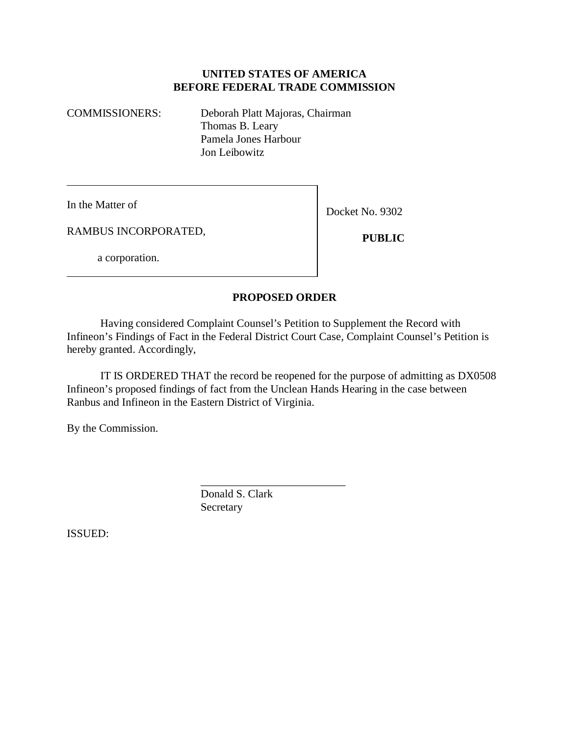**UNITED STATES OF AMERICA**
**BEFORE FEDERAL TRADE COMMISSION**

COMMISSIONERS: Deborah Platt Majoras, Chairman
Thomas B. Leary
Pamela Jones Harbour
Jon Leibowitz

In the Matter of

RAMBUS INCORPORATED,

a corporation.

Docket No. 9302

**PUBLIC**

**PROPOSED ORDER**

Having considered Complaint Counsel's Petition to Supplement the Record with Infineon's Findings of Fact in the Federal District Court Case, Complaint Counsel's Petition is hereby granted. Accordingly,

IT IS ORDERED THAT the record be reopened for the purpose of admitting as DX0508 Infineon's proposed findings of fact from the Unclean Hands Hearing in the case between Ranbus and Infineon in the Eastern District of Virginia.

By the Commission.

\_\_\_\_\_\_\_\_\_\_\_\_\_\_\_\_\_\_\_\_\_\_\_\_\_\_
Donald S. Clark
Secretary

ISSUED: